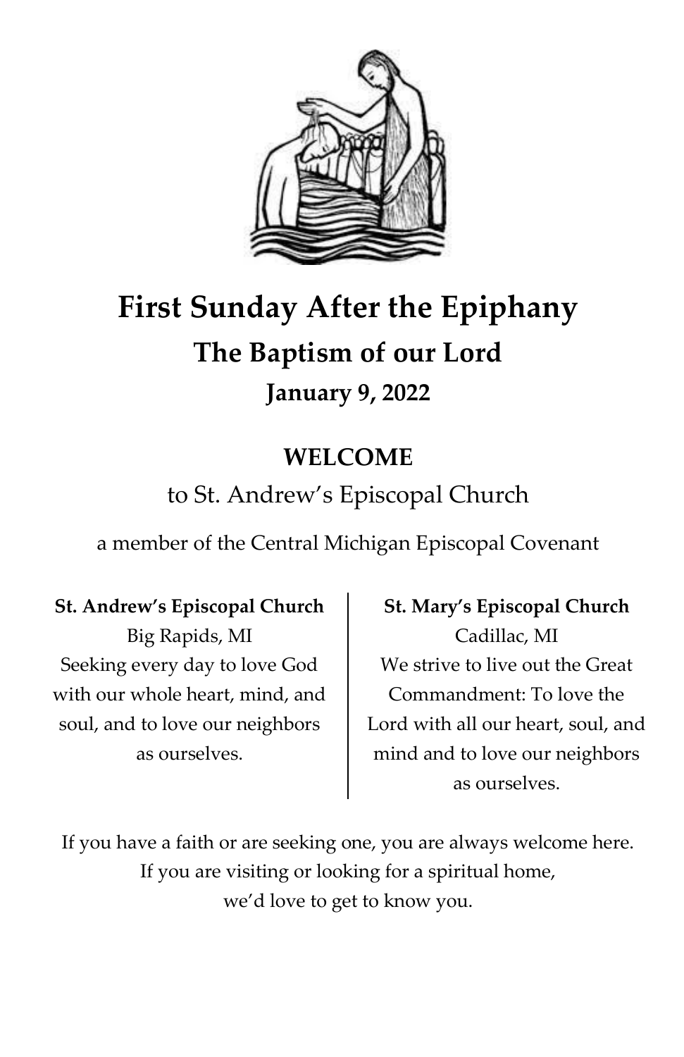# First Sunday After the Epiphany

## The Baptism of our Lord

### January 9, 2022

## WELCOME

to St. Andrew's Episcopal Church

a member of the Central Michigan Episcopal Covenant

**St. Andrew's Episcopal Church**
Big Rapids, MI
Seeking every day to love God with our whole heart, mind, and soul, and to love our neighbors as ourselves.

**St. Mary's Episcopal Church**
Cadillac, MI
We strive to live out the Great Commandment: To love the Lord with all our heart, soul, and mind and to love our neighbors as ourselves.

If you have a faith or are seeking one, you are always welcome here.
If you are visiting or looking for a spiritual home,
we'd love to get to know you.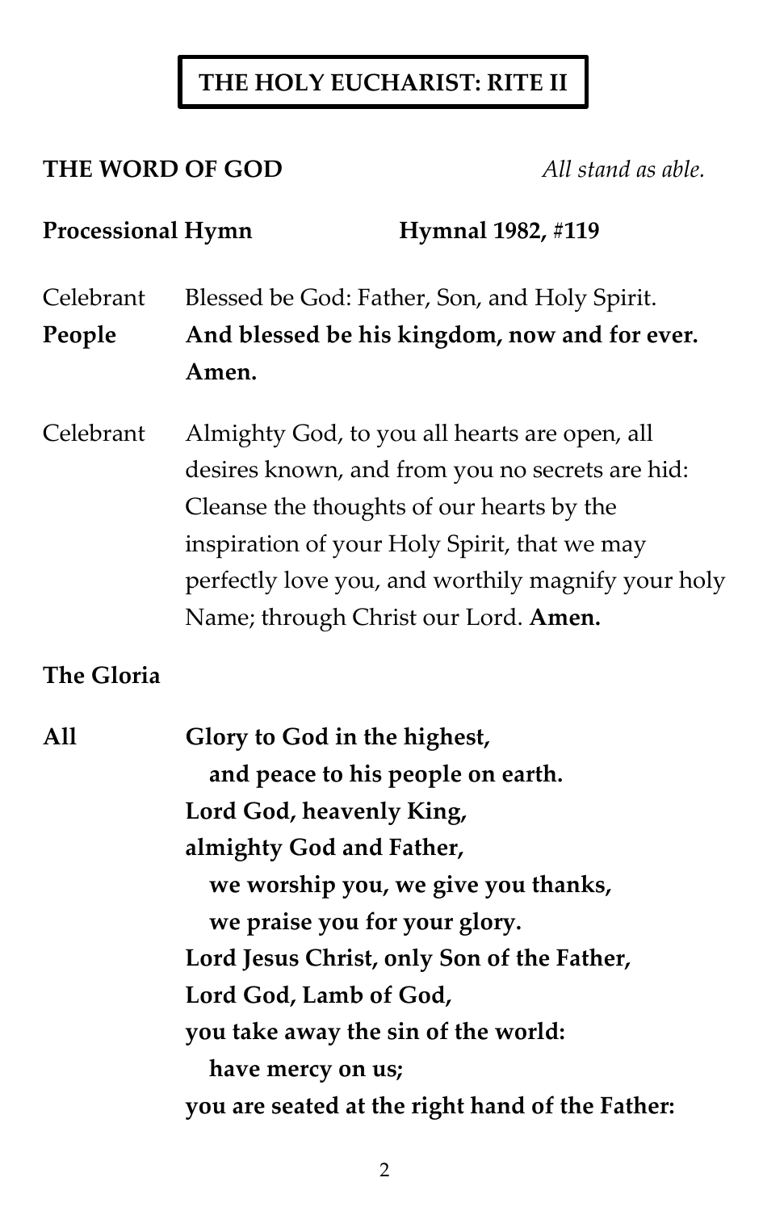# THE HOLY EUCHARIST: RITE II

**THE WORD OF GOD** *All stand as able.*

**Processional Hymn** **Hymnal 1982, #119**

Celebrant Blessed be God: Father, Son, and Holy Spirit.

**People** **And blessed be his kingdom, now and for ever. Amen.**

Celebrant Almighty God, to you all hearts are open, all desires known, and from you no secrets are hid: Cleanse the thoughts of our hearts by the inspiration of your Holy Spirit, that we may perfectly love you, and worthily magnify your holy Name; through Christ our Lord. **Amen.**

**The Gloria**

**All** **Glory to God in the highest,**
   **and peace to his people on earth.**
**Lord God, heavenly King,**
**almighty God and Father,**
   **we worship you, we give you thanks,**
   **we praise you for your glory.**
**Lord Jesus Christ, only Son of the Father,**
**Lord God, Lamb of God,**
**you take away the sin of the world:**
   **have mercy on us;**
**you are seated at the right hand of the Father:**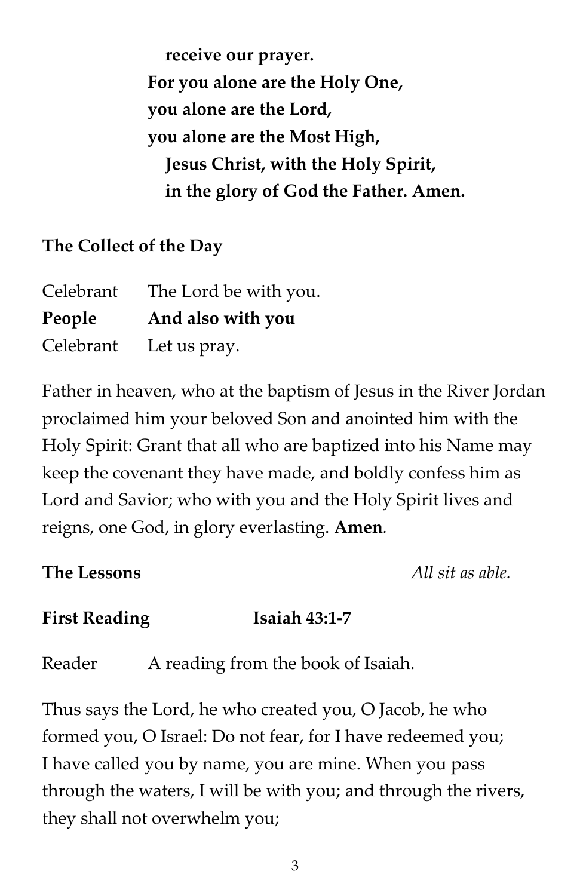**receive our prayer.**
**For you alone are the Holy One,**
**you alone are the Lord,**
**you alone are the Most High,**
**Jesus Christ, with the Holy Spirit,**
**in the glory of God the Father. Amen.**

**The Collect of the Day**

Celebrant The Lord be with you.
**People And also with you**
Celebrant Let us pray.

Father in heaven, who at the baptism of Jesus in the River Jordan proclaimed him your beloved Son and anointed him with the Holy Spirit: Grant that all who are baptized into his Name may keep the covenant they have made, and boldly confess him as Lord and Savior; who with you and the Holy Spirit lives and reigns, one God, in glory everlasting. **Amen**.

**The Lessons** *All sit as able.*

**First Reading Isaiah 43:1-7**

Reader A reading from the book of Isaiah.

Thus says the Lord, he who created you, O Jacob, he who formed you, O Israel: Do not fear, for I have redeemed you; I have called you by name, you are mine. When you pass through the waters, I will be with you; and through the rivers, they shall not overwhelm you;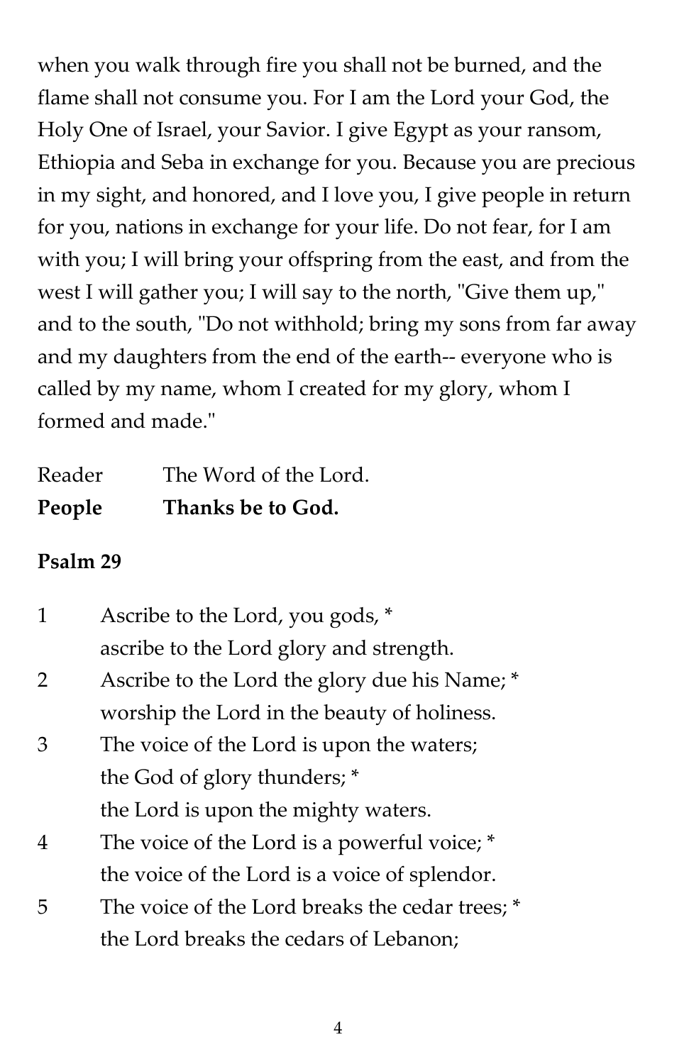when you walk through fire you shall not be burned, and the flame shall not consume you. For I am the Lord your God, the Holy One of Israel, your Savior. I give Egypt as your ransom, Ethiopia and Seba in exchange for you. Because you are precious in my sight, and honored, and I love you, I give people in return for you, nations in exchange for your life. Do not fear, for I am with you; I will bring your offspring from the east, and from the west I will gather you; I will say to the north, "Give them up," and to the south, "Do not withhold; bring my sons from far away and my daughters from the end of the earth-- everyone who is called by my name, whom I created for my glory, whom I formed and made."

Reader The Word of the Lord.
**People Thanks be to God.**

**Psalm 29**

1 Ascribe to the Lord, you gods, *
ascribe to the Lord glory and strength.
2 Ascribe to the Lord the glory due his Name; *
worship the Lord in the beauty of holiness.
3 The voice of the Lord is upon the waters;
the God of glory thunders; *
the Lord is upon the mighty waters.
4 The voice of the Lord is a powerful voice; *
the voice of the Lord is a voice of splendor.
5 The voice of the Lord breaks the cedar trees; *
the Lord breaks the cedars of Lebanon;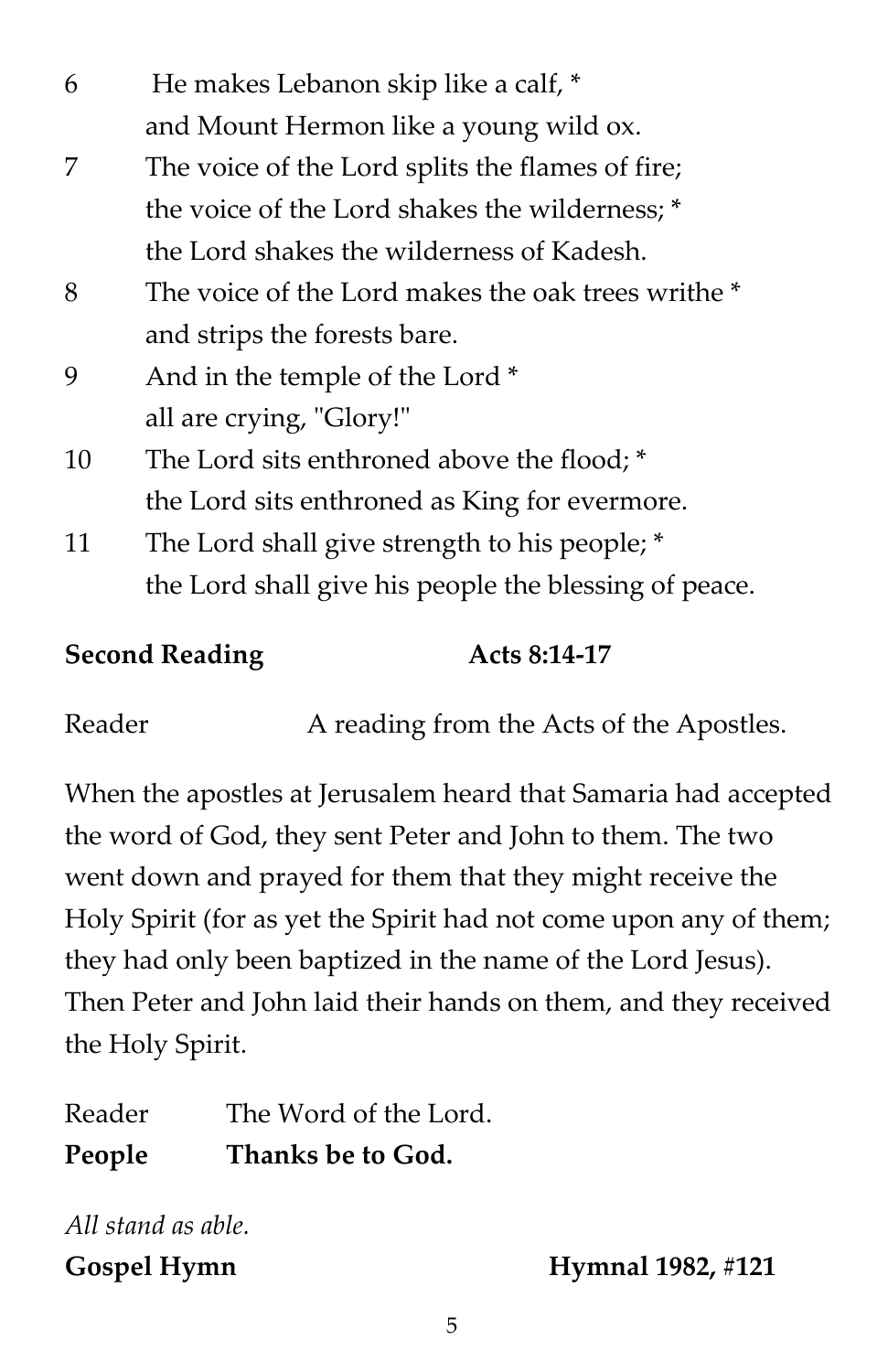6 He makes Lebanon skip like a calf, *
and Mount Hermon like a young wild ox.

7 The voice of the Lord splits the flames of fire;
the voice of the Lord shakes the wilderness; *
the Lord shakes the wilderness of Kadesh.

8 The voice of the Lord makes the oak trees writhe *
and strips the forests bare.

9 And in the temple of the Lord *
all are crying, "Glory!"

10 The Lord sits enthroned above the flood; *
the Lord sits enthroned as King for evermore.

11 The Lord shall give strength to his people; *
the Lord shall give his people the blessing of peace.

**Second Reading** **Acts 8:14-17**

Reader A reading from the Acts of the Apostles.

When the apostles at Jerusalem heard that Samaria had accepted the word of God, they sent Peter and John to them. The two went down and prayed for them that they might receive the Holy Spirit (for as yet the Spirit had not come upon any of them; they had only been baptized in the name of the Lord Jesus). Then Peter and John laid their hands on them, and they received the Holy Spirit.

Reader The Word of the Lord.
**People** **Thanks be to God.**

*All stand as able.*

**Gospel Hymn** **Hymnal 1982, #121**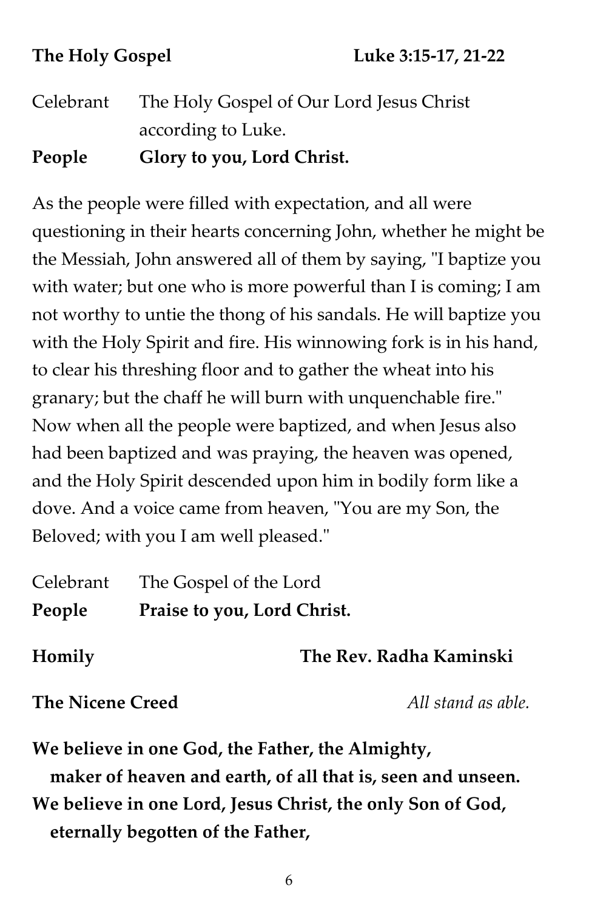**The Holy Gospel** **Luke 3:15-17, 21-22**

Celebrant The Holy Gospel of Our Lord Jesus Christ according to Luke.
**People** **Glory to you, Lord Christ.**

As the people were filled with expectation, and all were questioning in their hearts concerning John, whether he might be the Messiah, John answered all of them by saying, "I baptize you with water; but one who is more powerful than I is coming; I am not worthy to untie the thong of his sandals. He will baptize you with the Holy Spirit and fire. His winnowing fork is in his hand, to clear his threshing floor and to gather the wheat into his granary; but the chaff he will burn with unquenchable fire." Now when all the people were baptized, and when Jesus also had been baptized and was praying, the heaven was opened, and the Holy Spirit descended upon him in bodily form like a dove. And a voice came from heaven, "You are my Son, the Beloved; with you I am well pleased."

Celebrant The Gospel of the Lord
**People** **Praise to you, Lord Christ.**

**Homily** **The Rev. Radha Kaminski**

**The Nicene Creed** *All stand as able.*

**We believe in one God, the Father, the Almighty,**
**maker of heaven and earth, of all that is, seen and unseen.**
**We believe in one Lord, Jesus Christ, the only Son of God,**
**eternally begotten of the Father,**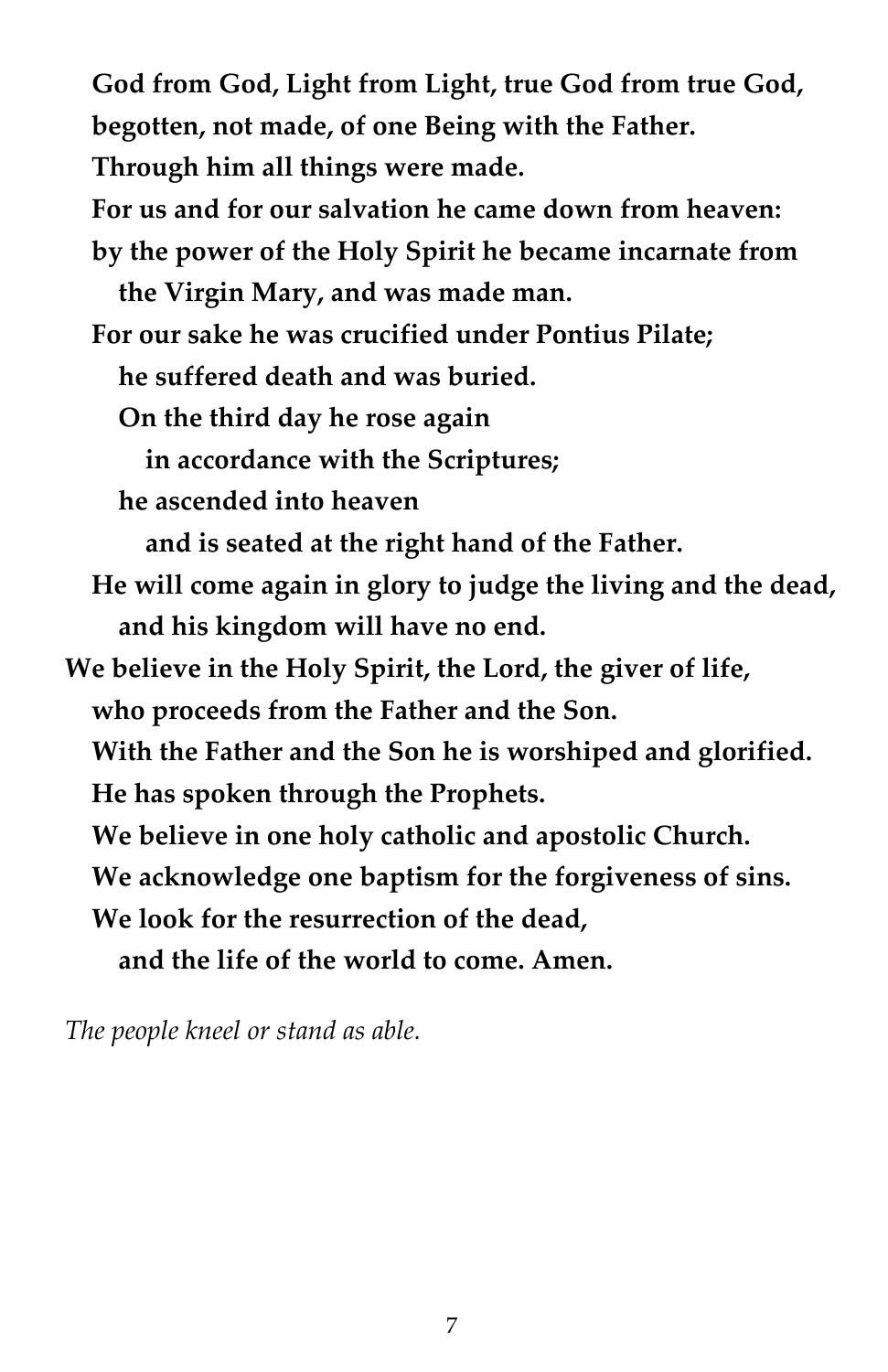**God from God, Light from Light, true God from true God,**
**begotten, not made, of one Being with the Father.**
**Through him all things were made.**
**For us and for our salvation he came down from heaven:**
**by the power of the Holy Spirit he became incarnate from the Virgin Mary, and was made man.**
**For our sake he was crucified under Pontius Pilate;**
**he suffered death and was buried.**
**On the third day he rose again**
**in accordance with the Scriptures;**
**he ascended into heaven**
**and is seated at the right hand of the Father.**
**He will come again in glory to judge the living and the dead,**
**and his kingdom will have no end.**
**We believe in the Holy Spirit, the Lord, the giver of life,**
**who proceeds from the Father and the Son.**
**With the Father and the Son he is worshiped and glorified.**
**He has spoken through the Prophets.**
**We believe in one holy catholic and apostolic Church.**
**We acknowledge one baptism for the forgiveness of sins.**
**We look for the resurrection of the dead,**
**and the life of the world to come. Amen.**

*The people kneel or stand as able.*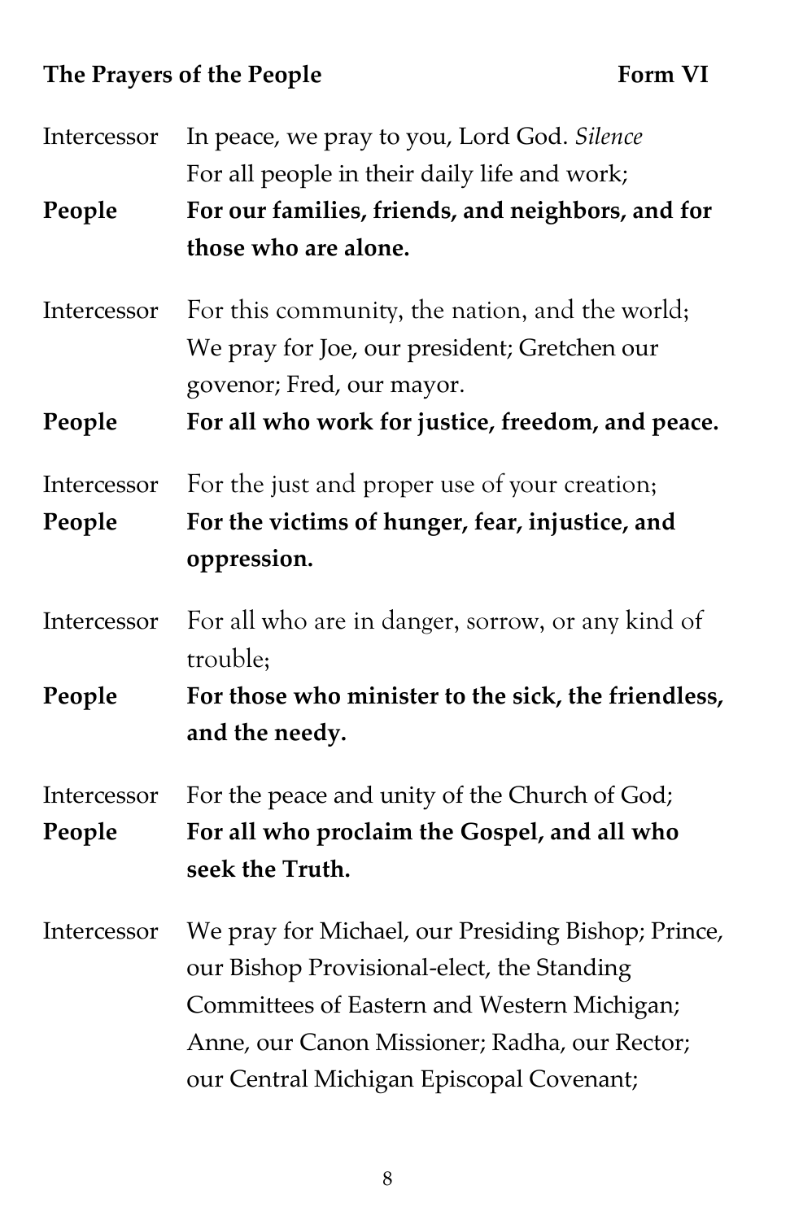**The Prayers of the People** **Form VI**

Intercessor In peace, we pray to you, Lord God. *Silence*
For all people in their daily life and work;

**People** **For our families, friends, and neighbors, and for those who are alone.**

Intercessor For this community, the nation, and the world;
We pray for Joe, our president; Gretchen our govenor; Fred, our mayor.

**People** **For all who work for justice, freedom, and peace.**

Intercessor For the just and proper use of your creation;

**People** **For the victims of hunger, fear, injustice, and oppression.**

Intercessor For all who are in danger, sorrow, or any kind of trouble;

**People** **For those who minister to the sick, the friendless, and the needy.**

Intercessor For the peace and unity of the Church of God;

**People** **For all who proclaim the Gospel, and all who seek the Truth.**

Intercessor We pray for Michael, our Presiding Bishop; Prince, our Bishop Provisional-elect, the Standing Committees of Eastern and Western Michigan; Anne, our Canon Missioner; Radha, our Rector; our Central Michigan Episcopal Covenant;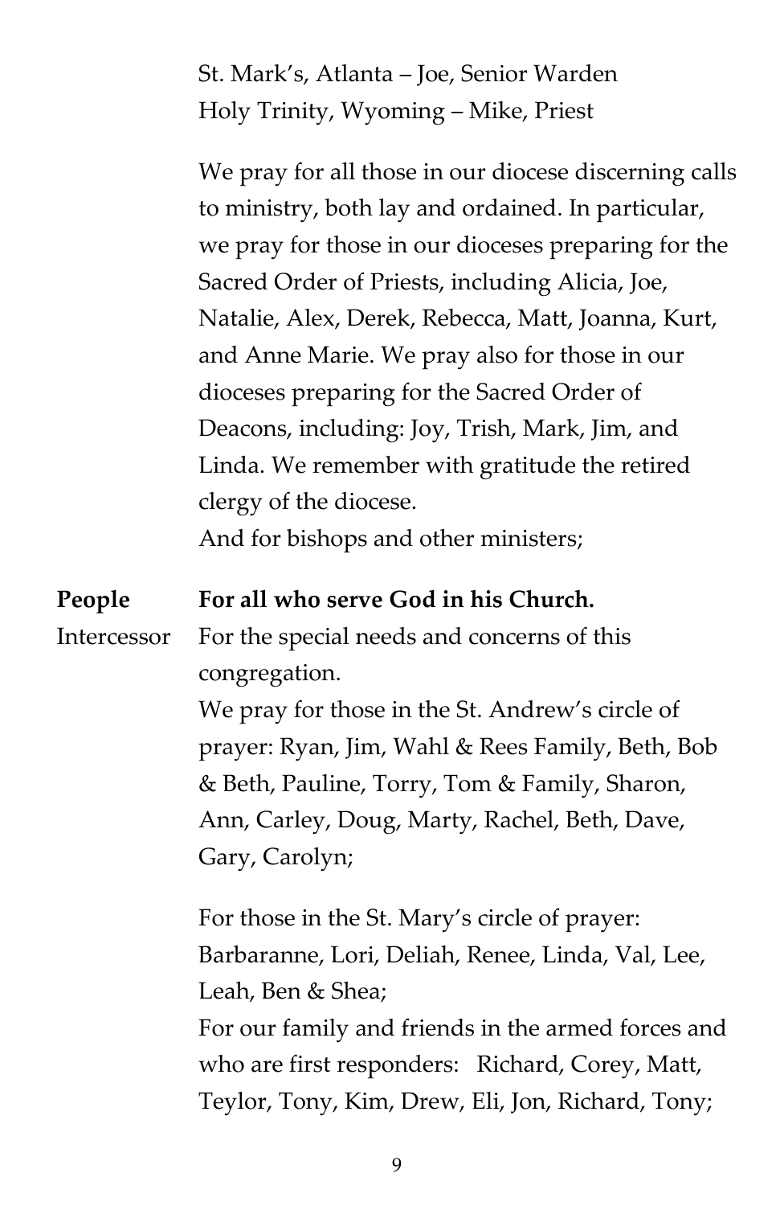St. Mark's, Atlanta – Joe, Senior Warden
Holy Trinity, Wyoming – Mike, Priest

We pray for all those in our diocese discerning calls to ministry, both lay and ordained. In particular, we pray for those in our dioceses preparing for the Sacred Order of Priests, including Alicia, Joe, Natalie, Alex, Derek, Rebecca, Matt, Joanna, Kurt, and Anne Marie. We pray also for those in our dioceses preparing for the Sacred Order of Deacons, including: Joy, Trish, Mark, Jim, and Linda. We remember with gratitude the retired clergy of the diocese.
And for bishops and other ministers;

**People** **For all who serve God in his Church.**

Intercessor For the special needs and concerns of this congregation.
We pray for those in the St. Andrew's circle of prayer: Ryan, Jim, Wahl & Rees Family, Beth, Bob & Beth, Pauline, Torry, Tom & Family, Sharon, Ann, Carley, Doug, Marty, Rachel, Beth, Dave, Gary, Carolyn;

For those in the St. Mary's circle of prayer: Barbaranne, Lori, Deliah, Renee, Linda, Val, Lee, Leah, Ben & Shea;
For our family and friends in the armed forces and who are first responders: Richard, Corey, Matt, Teylor, Tony, Kim, Drew, Eli, Jon, Richard, Tony;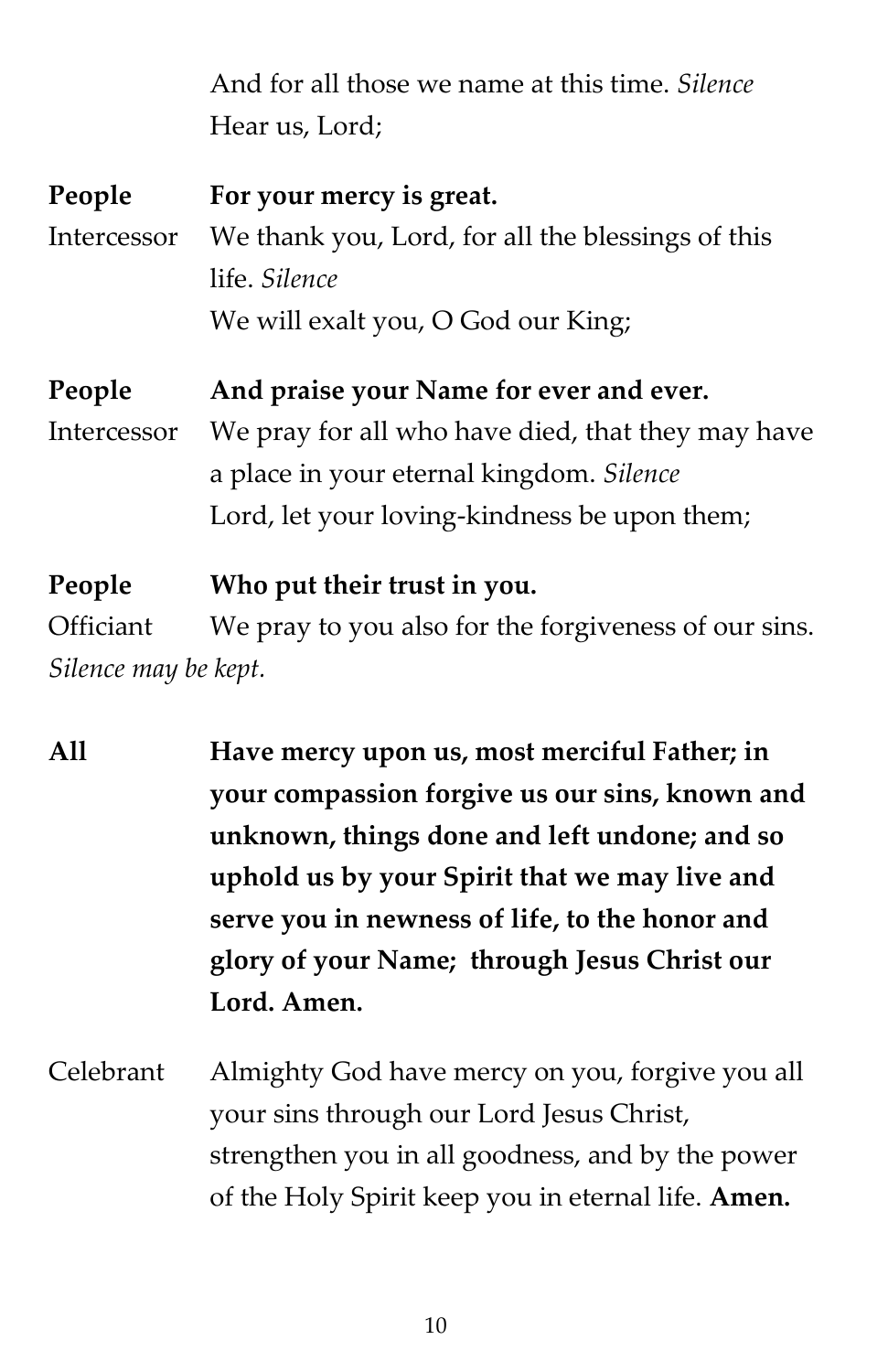And for all those we name at this time. *Silence*
Hear us, Lord;

**People** **For your mercy is great.**

Intercessor We thank you, Lord, for all the blessings of this life. *Silence*
We will exalt you, O God our King;

**People** **And praise your Name for ever and ever.**

Intercessor We pray for all who have died, that they may have a place in your eternal kingdom. *Silence*
Lord, let your loving-kindness be upon them;

**People** **Who put their trust in you.**

Officiant We pray to you also for the forgiveness of our sins.

*Silence may be kept.*

**All** **Have mercy upon us, most merciful Father; in your compassion forgive us our sins, known and unknown, things done and left undone; and so uphold us by your Spirit that we may live and serve you in newness of life, to the honor and glory of your Name; through Jesus Christ our Lord. Amen.**

Celebrant Almighty God have mercy on you, forgive you all your sins through our Lord Jesus Christ, strengthen you in all goodness, and by the power of the Holy Spirit keep you in eternal life. **Amen.**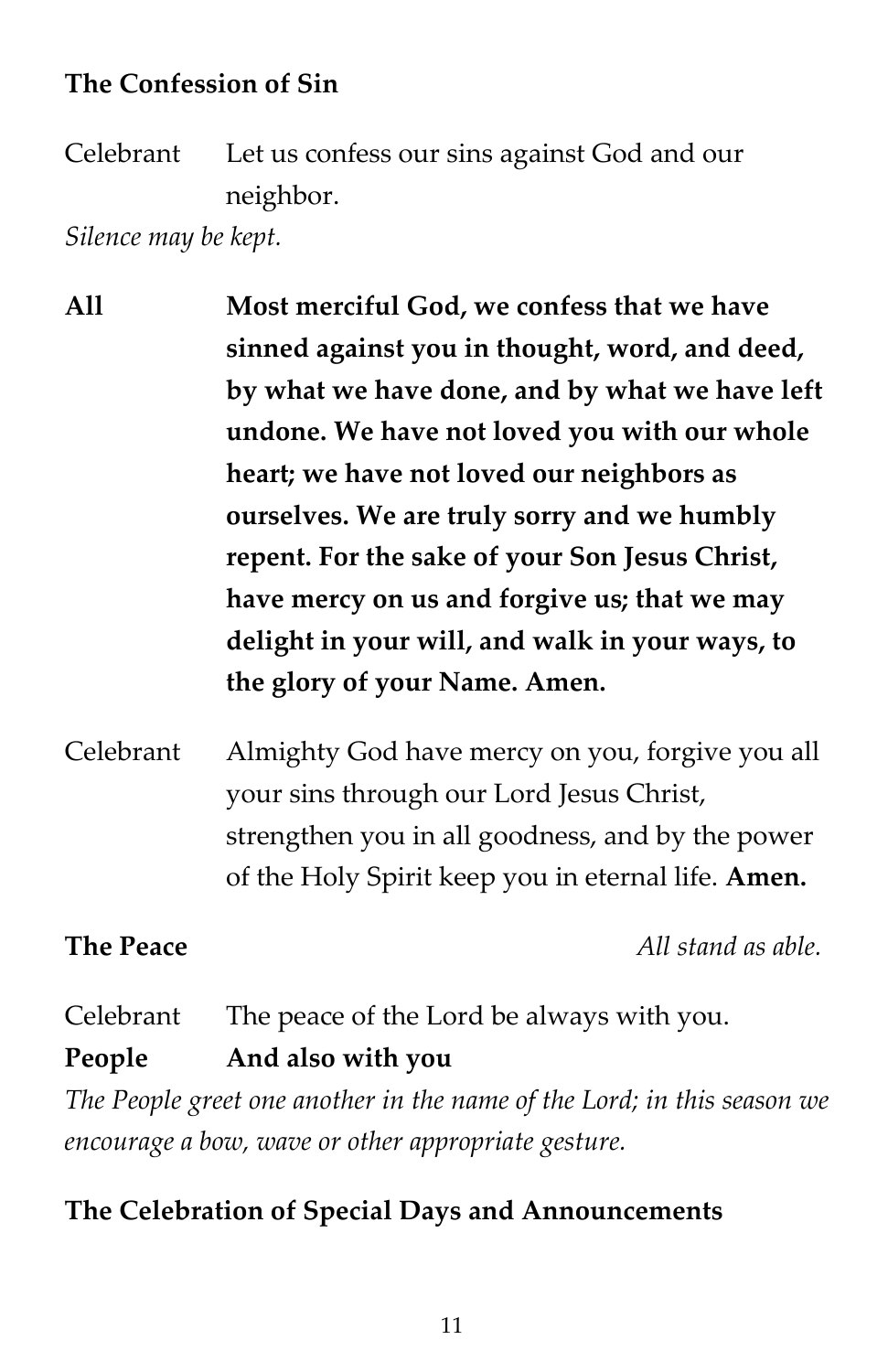**The Confession of Sin**

Celebrant Let us confess our sins against God and our neighbor.

*Silence may be kept.*

**All Most merciful God, we confess that we have sinned against you in thought, word, and deed, by what we have done, and by what we have left undone. We have not loved you with our whole heart; we have not loved our neighbors as ourselves. We are truly sorry and we humbly repent. For the sake of your Son Jesus Christ, have mercy on us and forgive us; that we may delight in your will, and walk in your ways, to the glory of your Name. Amen.**

Celebrant Almighty God have mercy on you, forgive you all your sins through our Lord Jesus Christ, strengthen you in all goodness, and by the power of the Holy Spirit keep you in eternal life. **Amen.**

**The Peace** *All stand as able.*

Celebrant The peace of the Lord be always with you.

**People And also with you**

*The People greet one another in the name of the Lord; in this season we encourage a bow, wave or other appropriate gesture.*

**The Celebration of Special Days and Announcements**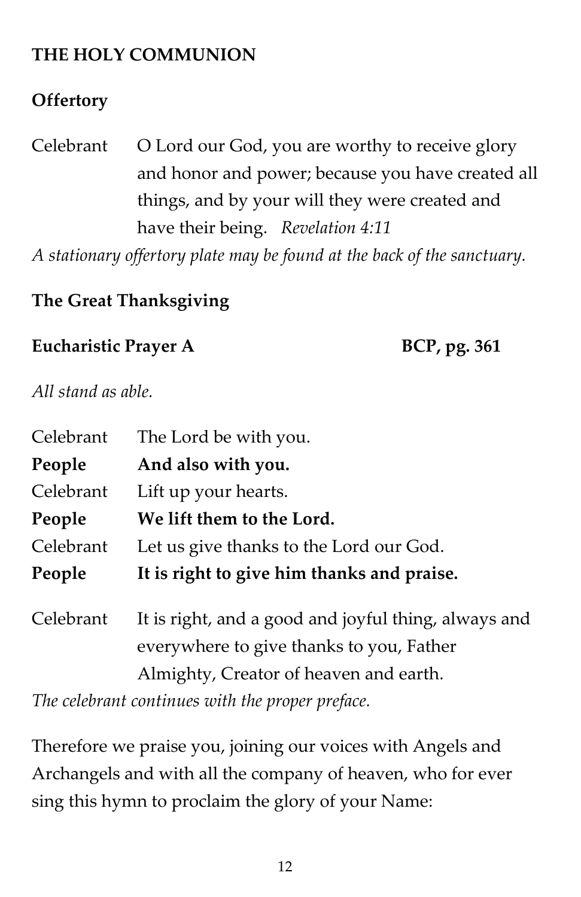## THE HOLY COMMUNION

### Offertory

Celebrant O Lord our God, you are worthy to receive glory and honor and power; because you have created all things, and by your will they were created and have their being. *Revelation 4:11*

*A stationary offertory plate may be found at the back of the sanctuary.*

### The Great Thanksgiving

### Eucharistic Prayer A BCP, pg. 361

*All stand as able.*

Celebrant The Lord be with you.
**People And also with you.**
Celebrant Lift up your hearts.
**People We lift them to the Lord.**
Celebrant Let us give thanks to the Lord our God.
**People It is right to give him thanks and praise.**

Celebrant It is right, and a good and joyful thing, always and everywhere to give thanks to you, Father Almighty, Creator of heaven and earth.

*The celebrant continues with the proper preface.*

Therefore we praise you, joining our voices with Angels and Archangels and with all the company of heaven, who for ever sing this hymn to proclaim the glory of your Name: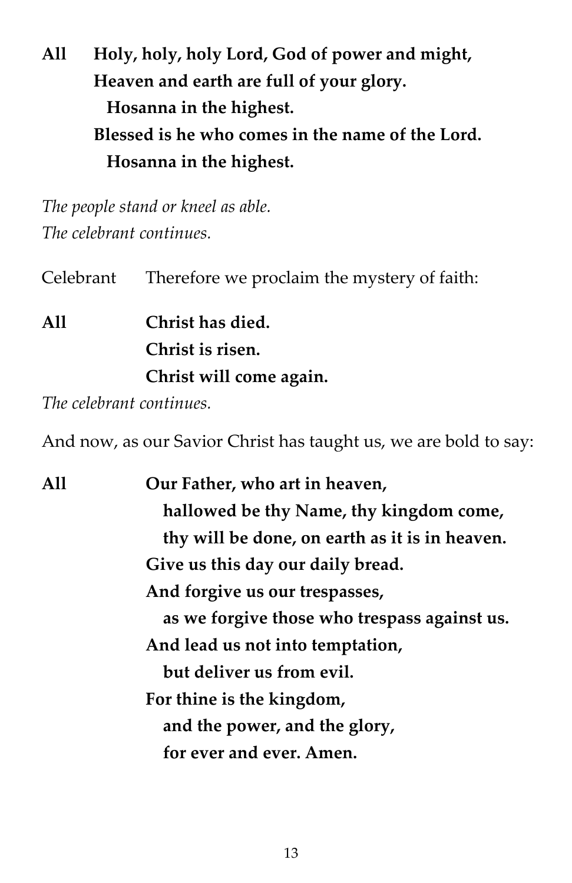**All** **Holy, holy, holy Lord, God of power and might,**
**Heaven and earth are full of your glory.**
**Hosanna in the highest.**
**Blessed is he who comes in the name of the Lord.**
**Hosanna in the highest.**

*The people stand or kneel as able.*
*The celebrant continues.*

Celebrant Therefore we proclaim the mystery of faith:

**All** **Christ has died.**
**Christ is risen.**
**Christ will come again.**

*The celebrant continues.*

And now, as our Savior Christ has taught us, we are bold to say:

**All** **Our Father, who art in heaven,**
**hallowed be thy Name, thy kingdom come,**
**thy will be done, on earth as it is in heaven.**
**Give us this day our daily bread.**
**And forgive us our trespasses,**
**as we forgive those who trespass against us.**
**And lead us not into temptation,**
**but deliver us from evil.**
**For thine is the kingdom,**
**and the power, and the glory,**
**for ever and ever. Amen.**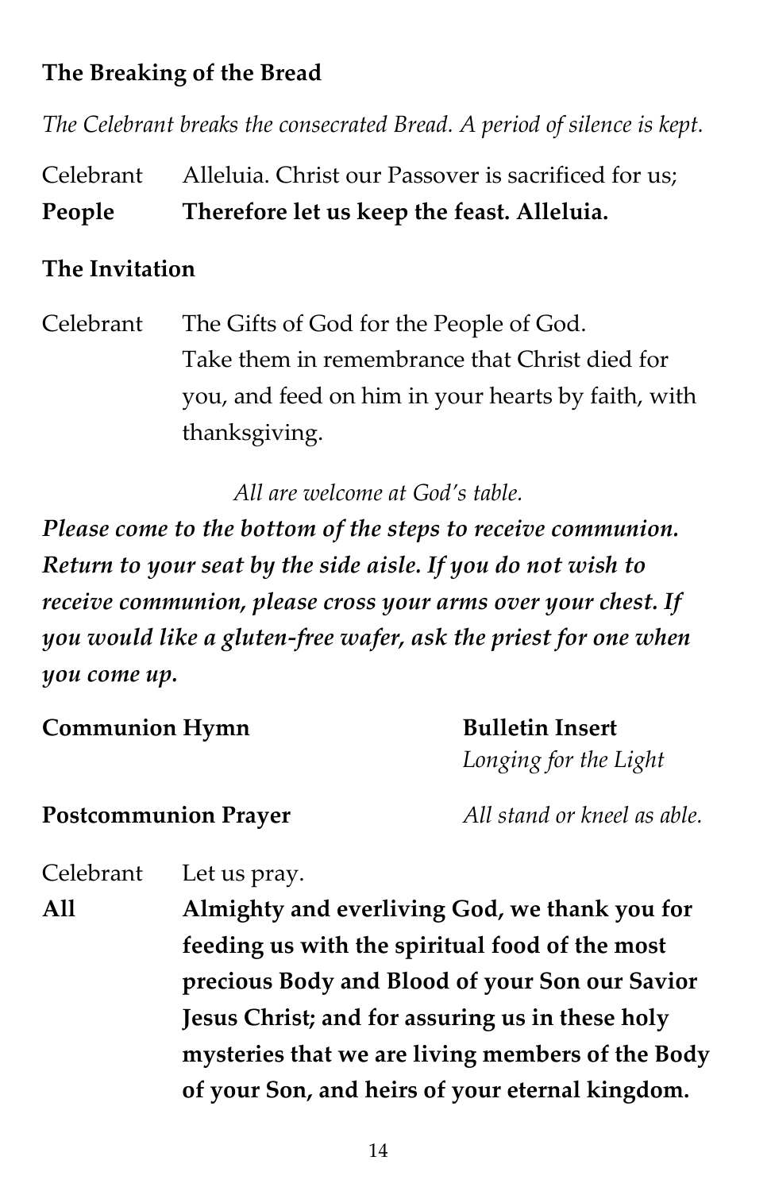**The Breaking of the Bread**

*The Celebrant breaks the consecrated Bread. A period of silence is kept.*

Celebrant Alleluia. Christ our Passover is sacrificed for us;
**People** **Therefore let us keep the feast. Alleluia.**

**The Invitation**

Celebrant The Gifts of God for the People of God. Take them in remembrance that Christ died for you, and feed on him in your hearts by faith, with thanksgiving.

*All are welcome at God's table.*

***Please come to the bottom of the steps to receive communion. Return to your seat by the side aisle. If you do not wish to receive communion, please cross your arms over your chest. If you would like a gluten-free wafer, ask the priest for one when you come up.***

**Communion Hymn** **Bulletin Insert**
*Longing for the Light*

**Postcommunion Prayer** *All stand or kneel as able.*

Celebrant Let us pray.
**All** **Almighty and everliving God, we thank you for feeding us with the spiritual food of the most precious Body and Blood of your Son our Savior Jesus Christ; and for assuring us in these holy mysteries that we are living members of the Body of your Son, and heirs of your eternal kingdom.**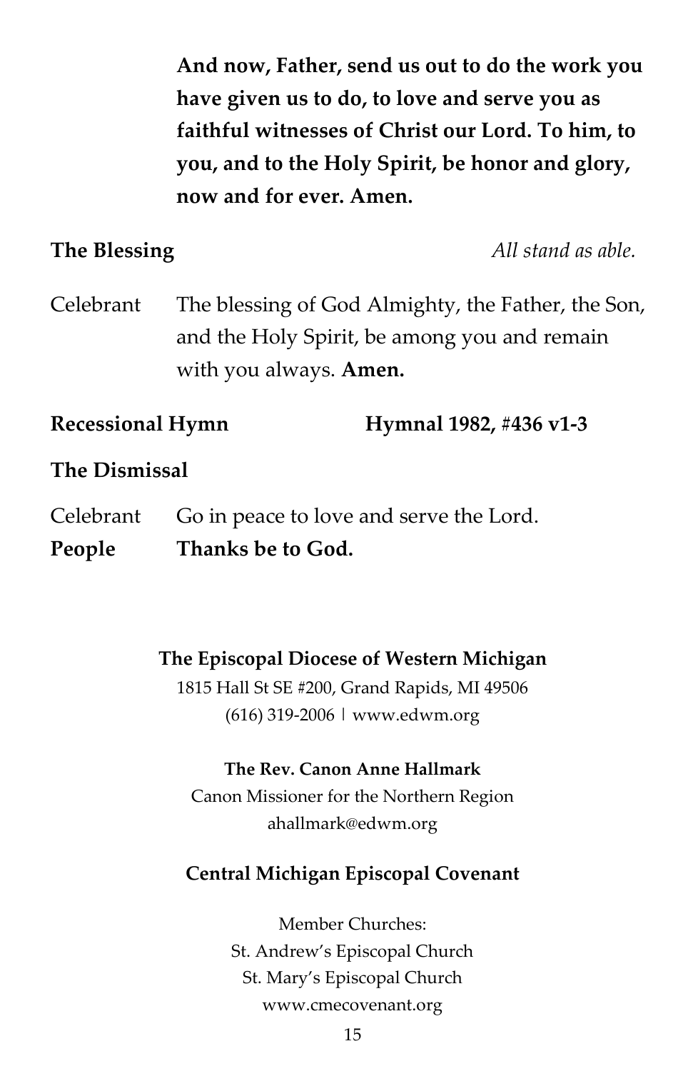**And now, Father, send us out to do the work you have given us to do, to love and serve you as faithful witnesses of Christ our Lord. To him, to you, and to the Holy Spirit, be honor and glory, now and for ever. Amen.**

**The Blessing** *All stand as able.*

Celebrant The blessing of God Almighty, the Father, the Son, and the Holy Spirit, be among you and remain with you always. **Amen.**

**Recessional Hymn** **Hymnal 1982, #436 v1-3**

**The Dismissal**

Celebrant Go in peace to love and serve the Lord.
**People** **Thanks be to God.**

**The Episcopal Diocese of Western Michigan**
1815 Hall St SE #200, Grand Rapids, MI 49506
(616) 319-2006 | www.edwm.org

**The Rev. Canon Anne Hallmark**
Canon Missioner for the Northern Region
ahallmark@edwm.org

**Central Michigan Episcopal Covenant**

Member Churches:
St. Andrew's Episcopal Church
St. Mary's Episcopal Church
www.cmecovenant.org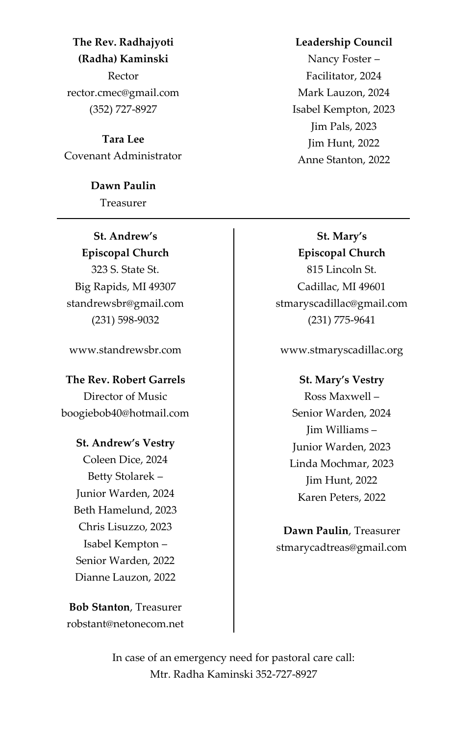**The Rev. Radhajyoti (Radha) Kaminski**
Rector
rector.cmec@gmail.com
(352) 727-8927

**Tara Lee**
Covenant Administrator

**Dawn Paulin**
Treasurer

**Leadership Council**
Nancy Foster – Facilitator, 2024
Mark Lauzon, 2024
Isabel Kempton, 2023
Jim Pals, 2023
Jim Hunt, 2022
Anne Stanton, 2022

---

**St. Andrew's Episcopal Church**
323 S. State St.
Big Rapids, MI 49307
standrewsbr@gmail.com
(231) 598-9032

www.standrewsbr.com

**The Rev. Robert Garrels**
Director of Music
boogiebob40@hotmail.com

**St. Andrew's Vestry**
Coleen Dice, 2024
Betty Stolarek – Junior Warden, 2024
Beth Hamelund, 2023
Chris Lisuzzo, 2023
Isabel Kempton – Senior Warden, 2022
Dianne Lauzon, 2022

**Bob Stanton**, Treasurer
robstant@netonecom.net

**St. Mary's Episcopal Church**
815 Lincoln St.
Cadillac, MI 49601
stmaryscadillac@gmail.com
(231) 775-9641

www.stmaryscadillac.org

**St. Mary's Vestry**
Ross Maxwell – Senior Warden, 2024
Jim Williams – Junior Warden, 2023
Linda Mochmar, 2023
Jim Hunt, 2022
Karen Peters, 2022

**Dawn Paulin**, Treasurer
stmarycadtreas@gmail.com

In case of an emergency need for pastoral care call:
Mtr. Radha Kaminski 352-727-8927